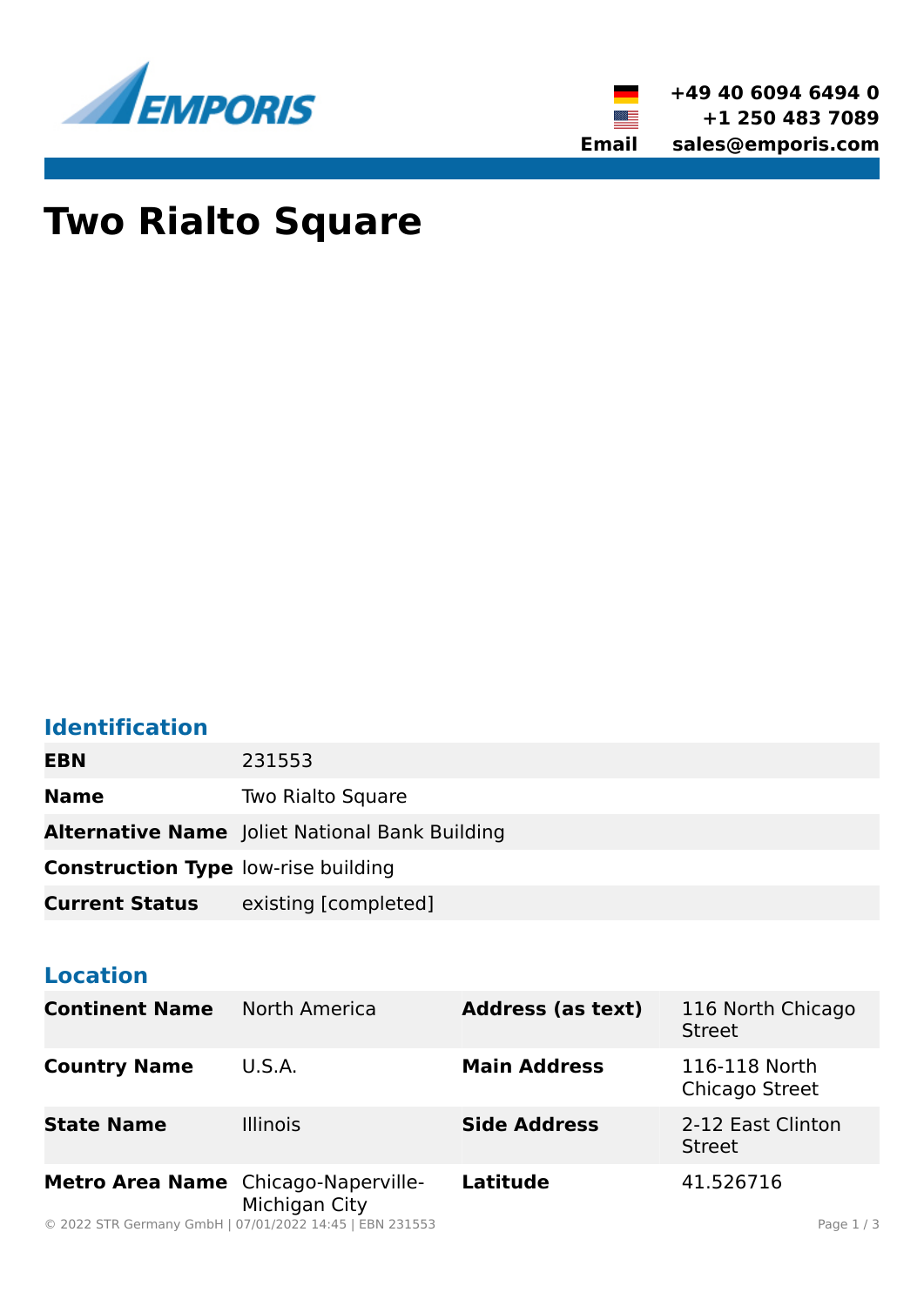+49 40 6094 6494 0
+1 250 483 7089
Email sales@emporis.com

# Two Rialto Square

## Identification

| | |
|---|---|
| **EBN** | 231553 |
| **Name** | Two Rialto Square |
| **Alternative Name** | Joliet National Bank Building |
| **Construction Type** | low-rise building |
| **Current Status** | existing [completed] |

## Location

| | | | |
|---|---|---|---|
| **Continent Name** | North America | **Address (as text)** | 116 North Chicago Street |
| **Country Name** | U.S.A. | **Main Address** | 116-118 North Chicago Street |
| **State Name** | Illinois | **Side Address** | 2-12 East Clinton Street |
| **Metro Area Name** | Chicago-Naperville-Michigan City | **Latitude** | 41.526716 |

© 2022 STR Germany GmbH | 07/01/2022 14:45 | EBN 231553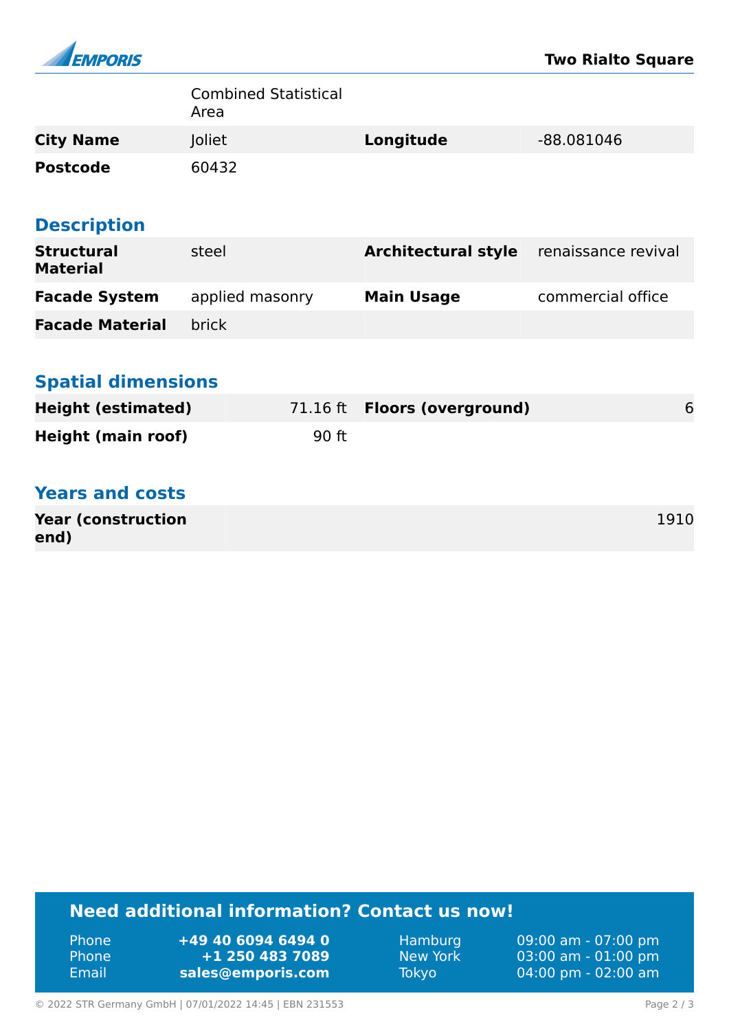| | Combined Statistical Area | | |
|---|---|---|---|
| **City Name** | Joliet | **Longitude** | -88.081046 |
| **Postcode** | 60432 | | |

## Description

| | | | |
|---|---|---|---|
| **Structural Material** | steel | **Architectural style** | renaissance revival |
| **Facade System** | applied masonry | **Main Usage** | commercial office |
| **Facade Material** | brick | | |

## Spatial dimensions

| | | | |
|---|---|---|---|
| **Height (estimated)** | 71.16 ft | **Floors (overground)** | 6 |
| **Height (main roof)** | 90 ft | | |

## Years and costs

| | |
|---|---|
| **Year (construction end)** | 1910 |

## Need additional information? Contact us now!

| | | | |
|---|---|---|---|
| Phone | **+49 40 6094 6494 0** | Hamburg | 09:00 am - 07:00 pm |
| Phone | **+1 250 483 7089** | New York | 03:00 am - 01:00 pm |
| Email | **sales@emporis.com** | Tokyo | 04:00 pm - 02:00 am |

© 2022 STR Germany GmbH | 07/01/2022 14:45 | EBN 231553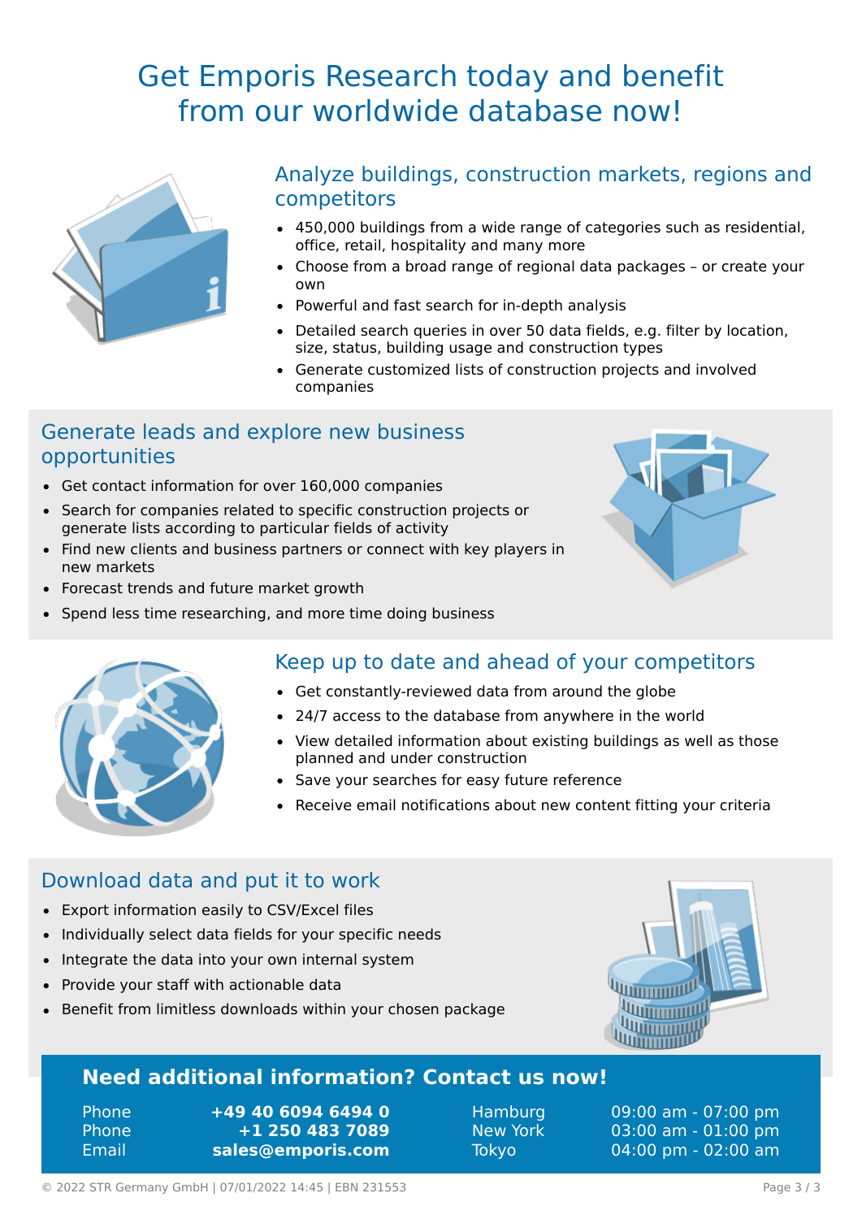# Get Emporis Research today and benefit from our worldwide database now!

## Analyze buildings, construction markets, regions and competitors

- 450,000 buildings from a wide range of categories such as residential, office, retail, hospitality and many more
- Choose from a broad range of regional data packages – or create your own
- Powerful and fast search for in-depth analysis
- Detailed search queries in over 50 data fields, e.g. filter by location, size, status, building usage and construction types
- Generate customized lists of construction projects and involved companies

## Generate leads and explore new business opportunities

- Get contact information for over 160,000 companies
- Search for companies related to specific construction projects or generate lists according to particular fields of activity
- Find new clients and business partners or connect with key players in new markets
- Forecast trends and future market growth
- Spend less time researching, and more time doing business

## Keep up to date and ahead of your competitors

- Get constantly-reviewed data from around the globe
- 24/7 access to the database from anywhere in the world
- View detailed information about existing buildings as well as those planned and under construction
- Save your searches for easy future reference
- Receive email notifications about new content fitting your criteria

## Download data and put it to work

- Export information easily to CSV/Excel files
- Individually select data fields for your specific needs
- Integrate the data into your own internal system
- Provide your staff with actionable data
- Benefit from limitless downloads within your chosen package

### Need additional information? Contact us now!

| | | | |
|---|---|---|---|
| Phone | **+49 40 6094 6494 0** | Hamburg | 09:00 am - 07:00 pm |
| Phone | **+1 250 483 7089** | New York | 03:00 am - 01:00 pm |
| Email | **sales@emporis.com** | Tokyo | 04:00 pm - 02:00 am |

© 2022 STR Germany GmbH | 07/01/2022 14:45 | EBN 231553